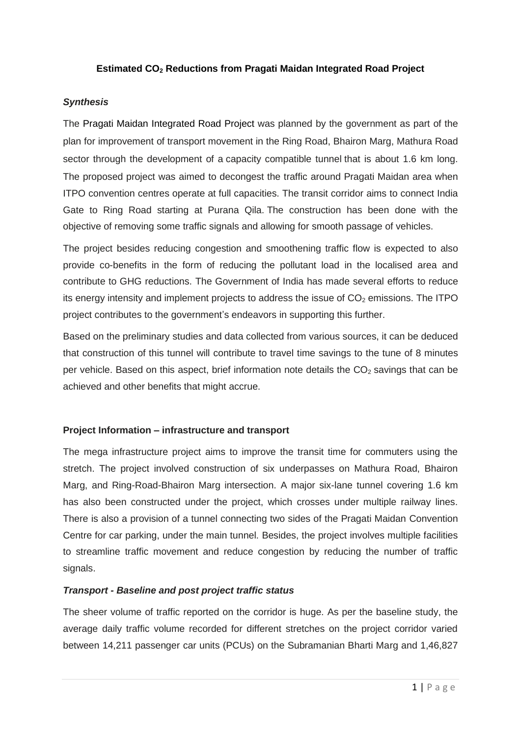# Estimated $CO_2$ Reductions from Pragati Maidan Integrated Road Project

### *Synthesis*

The Pragati Maidan Integrated Road Project was planned by the government as part of the plan for improvement of transport movement in the Ring Road, Bhairon Marg, Mathura Road sector through the development of a capacity compatible tunnel that is about 1.6 km long. The proposed project was aimed to decongest the traffic around Pragati Maidan area when ITPO convention centres operate at full capacities. The transit corridor aims to connect India Gate to Ring Road starting at Purana Qila. The construction has been done with the objective of removing some traffic signals and allowing for smooth passage of vehicles.

The project besides reducing congestion and smoothening traffic flow is expected to also provide co-benefits in the form of reducing the pollutant load in the localised area and contribute to GHG reductions. The Government of India has made several efforts to reduce its energy intensity and implement projects to address the issue of $CO_2$ emissions. The ITPO project contributes to the government's endeavors in supporting this further.

Based on the preliminary studies and data collected from various sources, it can be deduced that construction of this tunnel will contribute to travel time savings to the tune of 8 minutes per vehicle. Based on this aspect, brief information note details the $CO_2$ savings that can be achieved and other benefits that might accrue.

## Project Information – infrastructure and transport

The mega infrastructure project aims to improve the transit time for commuters using the stretch. The project involved construction of six underpasses on Mathura Road, Bhairon Marg, and Ring-Road-Bhairon Marg intersection. A major six-lane tunnel covering 1.6 km has also been constructed under the project, which crosses under multiple railway lines. There is also a provision of a tunnel connecting two sides of the Pragati Maidan Convention Centre for car parking, under the main tunnel. Besides, the project involves multiple facilities to streamline traffic movement and reduce congestion by reducing the number of traffic signals.

### *Transport - Baseline and post project traffic status*

The sheer volume of traffic reported on the corridor is huge. As per the baseline study, the average daily traffic volume recorded for different stretches on the project corridor varied between 14,211 passenger car units (PCUs) on the Subramanian Bharti Marg and 1,46,827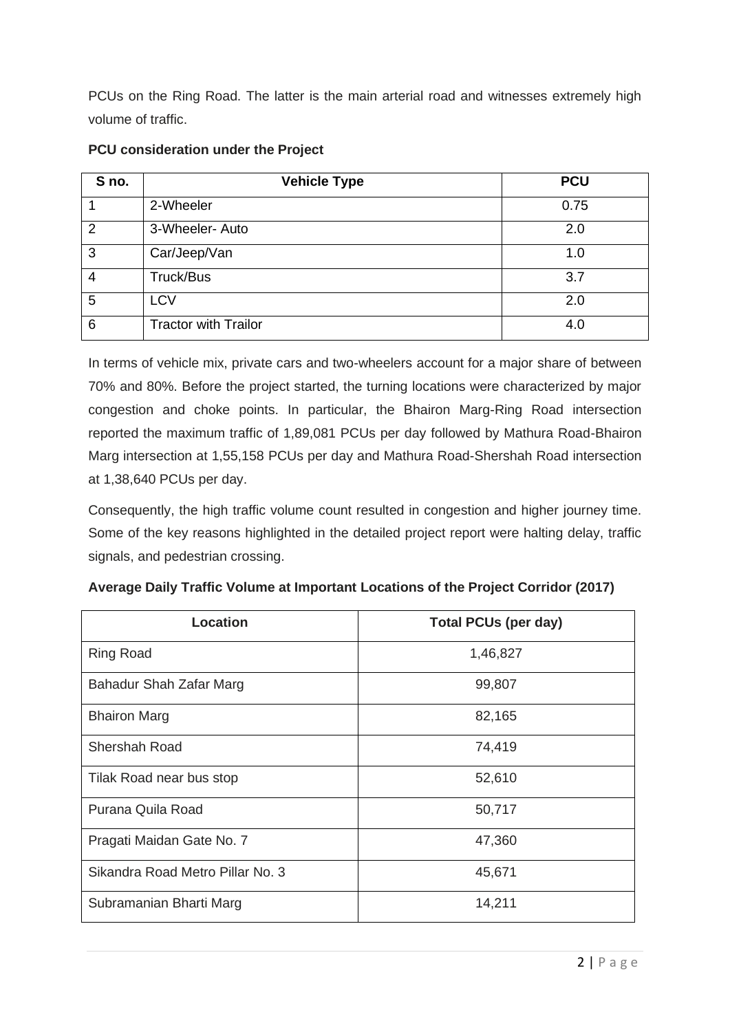PCUs on the Ring Road. The latter is the main arterial road and witnesses extremely high volume of traffic.

**PCU consideration under the Project**

| S no. | Vehicle Type | PCU |
|---|---|---|
| 1 | 2-Wheeler | 0.75 |
| 2 | 3-Wheeler- Auto | 2.0 |
| 3 | Car/Jeep/Van | 1.0 |
| 4 | Truck/Bus | 3.7 |
| 5 | LCV | 2.0 |
| 6 | Tractor with Trailor | 4.0 |

In terms of vehicle mix, private cars and two-wheelers account for a major share of between 70% and 80%. Before the project started, the turning locations were characterized by major congestion and choke points. In particular, the Bhairon Marg-Ring Road intersection reported the maximum traffic of 1,89,081 PCUs per day followed by Mathura Road-Bhairon Marg intersection at 1,55,158 PCUs per day and Mathura Road-Shershah Road intersection at 1,38,640 PCUs per day.

Consequently, the high traffic volume count resulted in congestion and higher journey time. Some of the key reasons highlighted in the detailed project report were halting delay, traffic signals, and pedestrian crossing.

**Average Daily Traffic Volume at Important Locations of the Project Corridor (2017)**

| Location | Total PCUs (per day) |
|---|---|
| Ring Road | 1,46,827 |
| Bahadur Shah Zafar Marg | 99,807 |
| Bhairon Marg | 82,165 |
| Shershah Road | 74,419 |
| Tilak Road near bus stop | 52,610 |
| Purana Quila Road | 50,717 |
| Pragati Maidan Gate No. 7 | 47,360 |
| Sikandra Road Metro Pillar No. 3 | 45,671 |
| Subramanian Bharti Marg | 14,211 |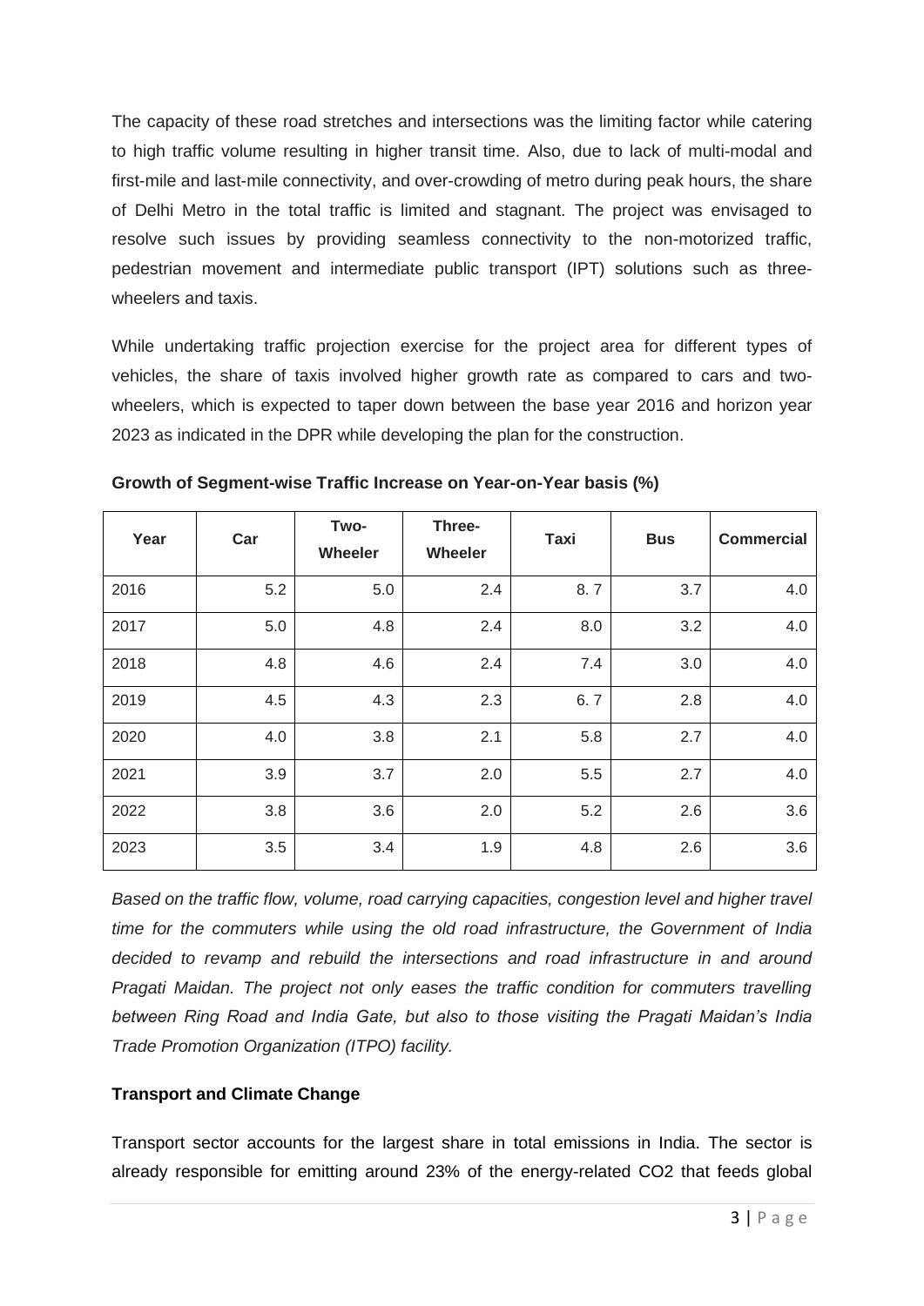The capacity of these road stretches and intersections was the limiting factor while catering to high traffic volume resulting in higher transit time. Also, due to lack of multi-modal and first-mile and last-mile connectivity, and over-crowding of metro during peak hours, the share of Delhi Metro in the total traffic is limited and stagnant. The project was envisaged to resolve such issues by providing seamless connectivity to the non-motorized traffic, pedestrian movement and intermediate public transport (IPT) solutions such as three-wheelers and taxis.

While undertaking traffic projection exercise for the project area for different types of vehicles, the share of taxis involved higher growth rate as compared to cars and two-wheelers, which is expected to taper down between the base year 2016 and horizon year 2023 as indicated in the DPR while developing the plan for the construction.

**Growth of Segment-wise Traffic Increase on Year-on-Year basis (%)**

| Year | Car | Two-Wheeler | Three-Wheeler | Taxi | Bus | Commercial |
|---|---|---|---|---|---|---|
| 2016 | 5.2 | 5.0 | 2.4 | 8. 7 | 3.7 | 4.0 |
| 2017 | 5.0 | 4.8 | 2.4 | 8.0 | 3.2 | 4.0 |
| 2018 | 4.8 | 4.6 | 2.4 | 7.4 | 3.0 | 4.0 |
| 2019 | 4.5 | 4.3 | 2.3 | 6. 7 | 2.8 | 4.0 |
| 2020 | 4.0 | 3.8 | 2.1 | 5.8 | 2.7 | 4.0 |
| 2021 | 3.9 | 3.7 | 2.0 | 5.5 | 2.7 | 4.0 |
| 2022 | 3.8 | 3.6 | 2.0 | 5.2 | 2.6 | 3.6 |
| 2023 | 3.5 | 3.4 | 1.9 | 4.8 | 2.6 | 3.6 |

*Based on the traffic flow, volume, road carrying capacities, congestion level and higher travel time for the commuters while using the old road infrastructure, the Government of India decided to revamp and rebuild the intersections and road infrastructure in and around Pragati Maidan. The project not only eases the traffic condition for commuters travelling between Ring Road and India Gate, but also to those visiting the Pragati Maidan's India Trade Promotion Organization (ITPO) facility.*

**Transport and Climate Change**

Transport sector accounts for the largest share in total emissions in India. The sector is already responsible for emitting around 23% of the energy-related $CO_2$ that feeds global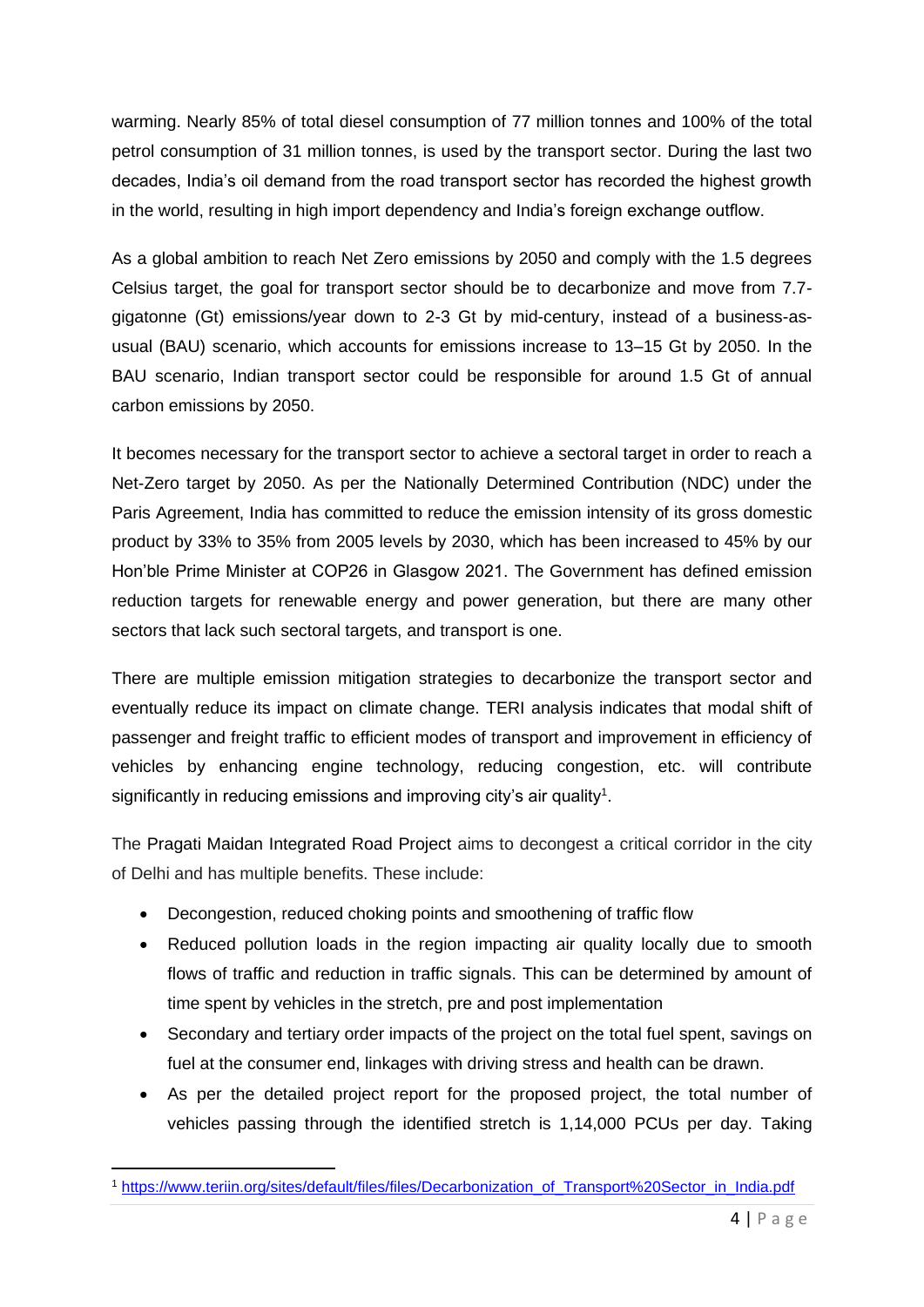warming. Nearly 85% of total diesel consumption of 77 million tonnes and 100% of the total petrol consumption of 31 million tonnes, is used by the transport sector. During the last two decades, India's oil demand from the road transport sector has recorded the highest growth in the world, resulting in high import dependency and India's foreign exchange outflow.

As a global ambition to reach Net Zero emissions by 2050 and comply with the 1.5 degrees Celsius target, the goal for transport sector should be to decarbonize and move from 7.7-gigatonne (Gt) emissions/year down to 2-3 Gt by mid-century, instead of a business-as-usual (BAU) scenario, which accounts for emissions increase to 13–15 Gt by 2050. In the BAU scenario, Indian transport sector could be responsible for around 1.5 Gt of annual carbon emissions by 2050.

It becomes necessary for the transport sector to achieve a sectoral target in order to reach a Net-Zero target by 2050. As per the Nationally Determined Contribution (NDC) under the Paris Agreement, India has committed to reduce the emission intensity of its gross domestic product by 33% to 35% from 2005 levels by 2030, which has been increased to 45% by our Hon'ble Prime Minister at COP26 in Glasgow 2021. The Government has defined emission reduction targets for renewable energy and power generation, but there are many other sectors that lack such sectoral targets, and transport is one.

There are multiple emission mitigation strategies to decarbonize the transport sector and eventually reduce its impact on climate change. TERI analysis indicates that modal shift of passenger and freight traffic to efficient modes of transport and improvement in efficiency of vehicles by enhancing engine technology, reducing congestion, etc. will contribute significantly in reducing emissions and improving city's air quality[1].

The Pragati Maidan Integrated Road Project aims to decongest a critical corridor in the city of Delhi and has multiple benefits. These include:

- Decongestion, reduced choking points and smoothening of traffic flow
- Reduced pollution loads in the region impacting air quality locally due to smooth flows of traffic and reduction in traffic signals. This can be determined by amount of time spent by vehicles in the stretch, pre and post implementation
- Secondary and tertiary order impacts of the project on the total fuel spent, savings on fuel at the consumer end, linkages with driving stress and health can be drawn.
- As per the detailed project report for the proposed project, the total number of vehicles passing through the identified stretch is 1,14,000 PCUs per day. Taking

[1] https://www.teriin.org/sites/default/files/files/Decarbonization_of_Transport%20Sector_in_India.pdf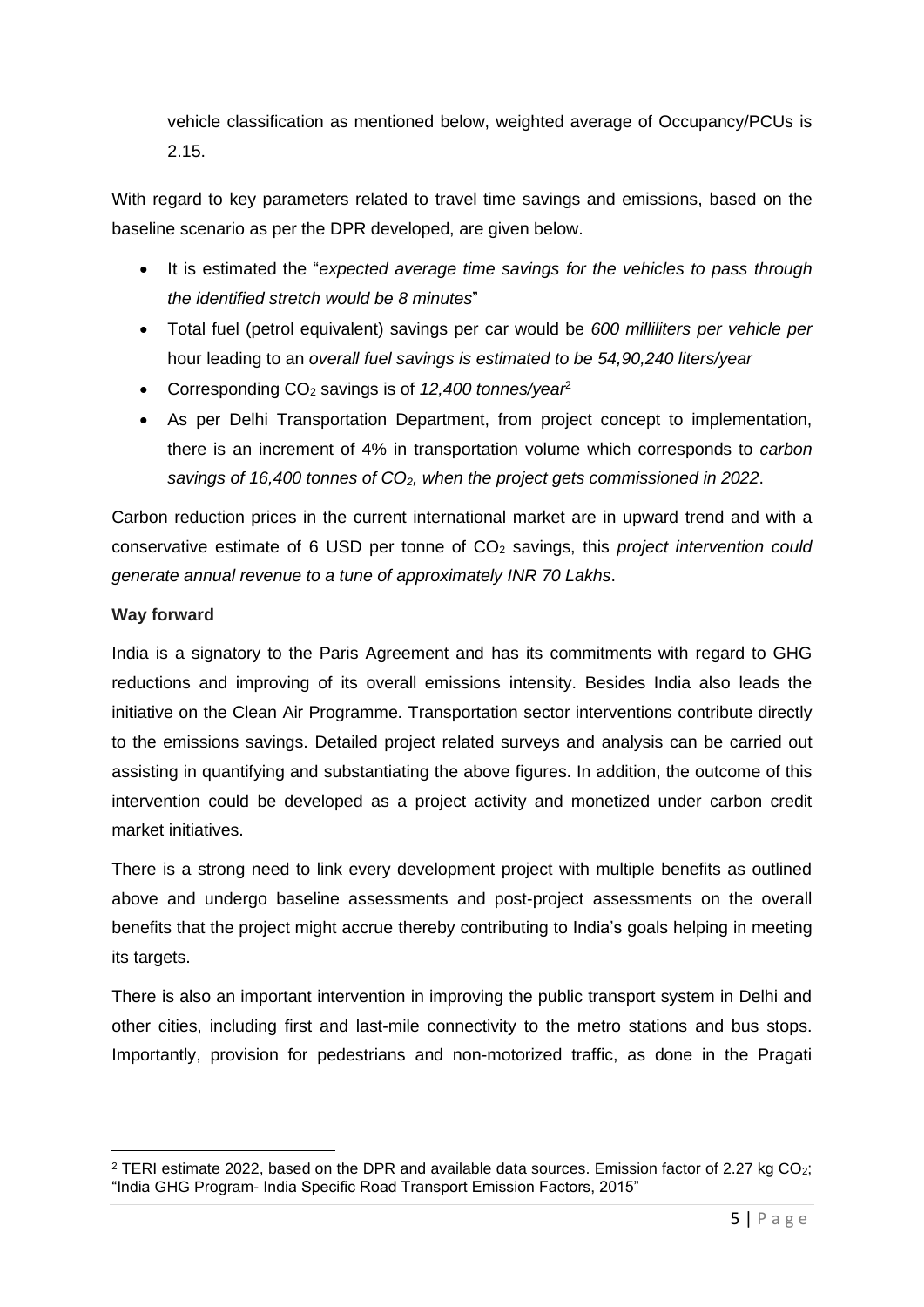vehicle classification as mentioned below, weighted average of Occupancy/PCUs is 2.15.

With regard to key parameters related to travel time savings and emissions, based on the baseline scenario as per the DPR developed, are given below.

- It is estimated the "*expected average time savings for the vehicles to pass through the identified stretch would be 8 minutes*"
- Total fuel (petrol equivalent) savings per car would be *600 milliliters per vehicle per* hour leading to an *overall fuel savings is estimated to be 54,90,240 liters/year*
- Corresponding $CO_2$ savings is of *12,400 tonnes/year*[2]
- As per Delhi Transportation Department, from project concept to implementation, there is an increment of 4% in transportation volume which corresponds to *carbon savings of 16,400 tonnes of $CO_2$, when the project gets commissioned in 2022*.

Carbon reduction prices in the current international market are in upward trend and with a conservative estimate of 6 USD per tonne of $CO_2$ savings, this *project intervention could generate annual revenue to a tune of approximately INR 70 Lakhs*.

**Way forward**

India is a signatory to the Paris Agreement and has its commitments with regard to GHG reductions and improving of its overall emissions intensity. Besides India also leads the initiative on the Clean Air Programme. Transportation sector interventions contribute directly to the emissions savings. Detailed project related surveys and analysis can be carried out assisting in quantifying and substantiating the above figures. In addition, the outcome of this intervention could be developed as a project activity and monetized under carbon credit market initiatives.

There is a strong need to link every development project with multiple benefits as outlined above and undergo baseline assessments and post-project assessments on the overall benefits that the project might accrue thereby contributing to India's goals helping in meeting its targets.

There is also an important intervention in improving the public transport system in Delhi and other cities, including first and last-mile connectivity to the metro stations and bus stops. Importantly, provision for pedestrians and non-motorized traffic, as done in the Pragati

---

[2] TERI estimate 2022, based on the DPR and available data sources. Emission factor of 2.27 kg $CO_2$; "India GHG Program- India Specific Road Transport Emission Factors, 2015"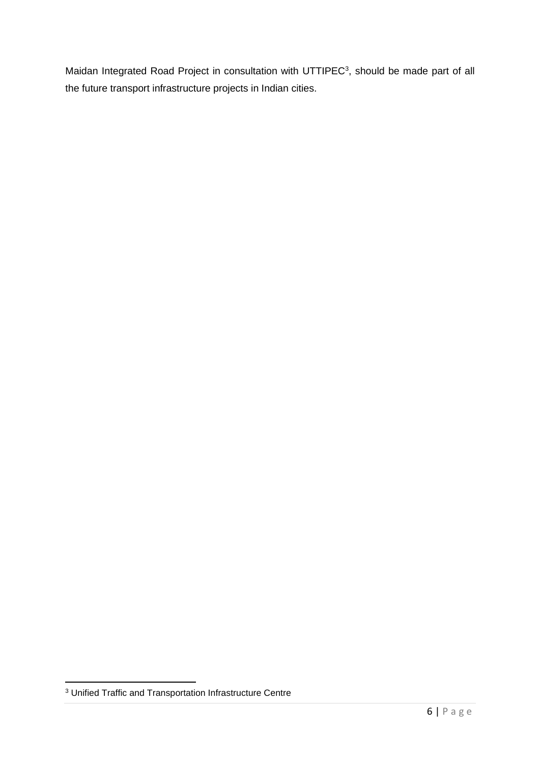Maidan Integrated Road Project in consultation with UTTIPEC[3], should be made part of all the future transport infrastructure projects in Indian cities.

[3] Unified Traffic and Transportation Infrastructure Centre